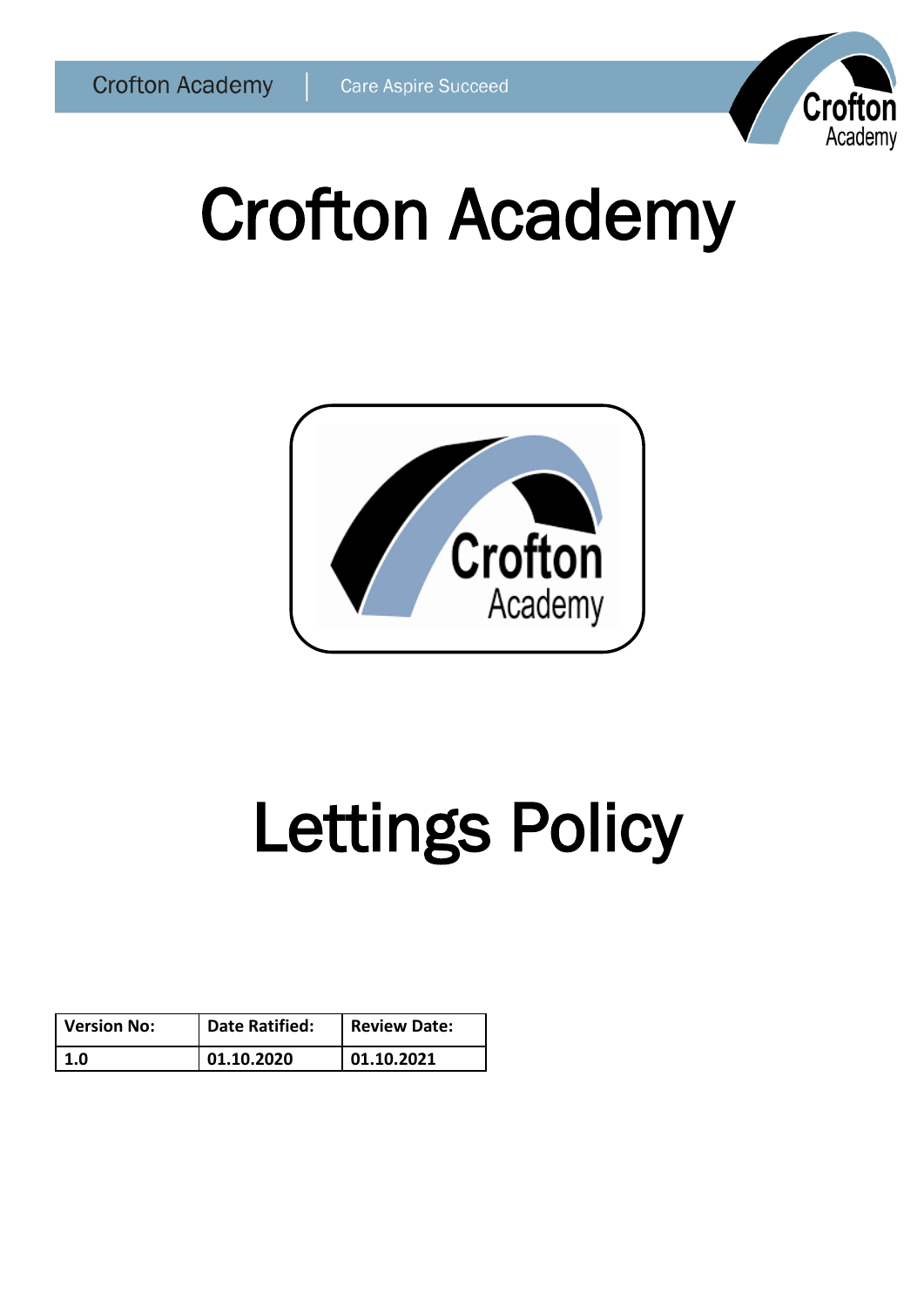# Crofton Academy

# Lettings Policy

| Version No: | Date Ratified: | Review Date: |
|---|---|---|
| 1.0 | 01.10.2020 | 01.10.2021 |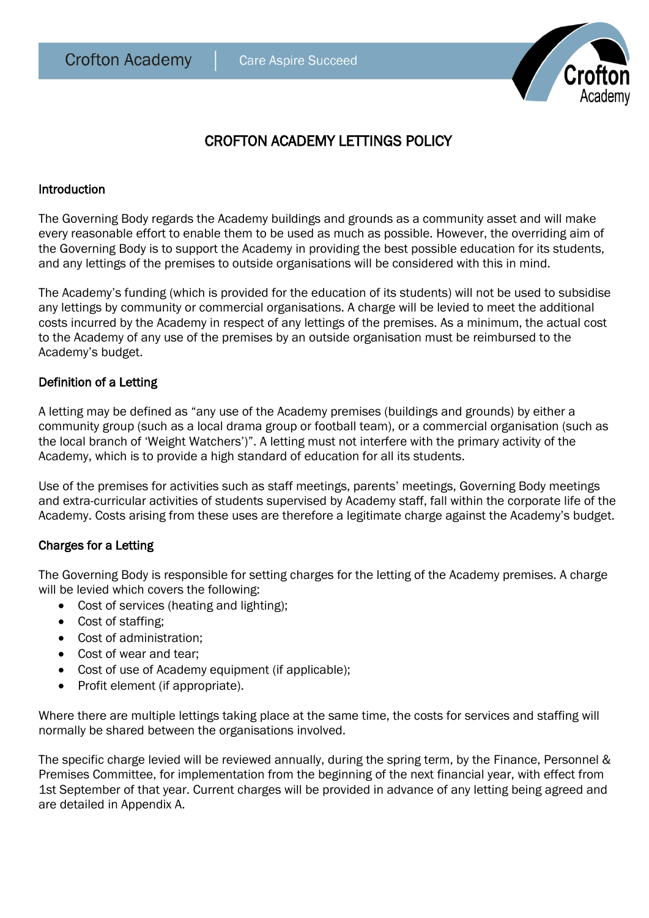# CROFTON ACADEMY LETTINGS POLICY

## Introduction

The Governing Body regards the Academy buildings and grounds as a community asset and will make every reasonable effort to enable them to be used as much as possible. However, the overriding aim of the Governing Body is to support the Academy in providing the best possible education for its students, and any lettings of the premises to outside organisations will be considered with this in mind.

The Academy's funding (which is provided for the education of its students) will not be used to subsidise any lettings by community or commercial organisations. A charge will be levied to meet the additional costs incurred by the Academy in respect of any lettings of the premises. As a minimum, the actual cost to the Academy of any use of the premises by an outside organisation must be reimbursed to the Academy's budget.

## Definition of a Letting

A letting may be defined as "any use of the Academy premises (buildings and grounds) by either a community group (such as a local drama group or football team), or a commercial organisation (such as the local branch of 'Weight Watchers')". A letting must not interfere with the primary activity of the Academy, which is to provide a high standard of education for all its students.

Use of the premises for activities such as staff meetings, parents' meetings, Governing Body meetings and extra-curricular activities of students supervised by Academy staff, fall within the corporate life of the Academy. Costs arising from these uses are therefore a legitimate charge against the Academy's budget.

## Charges for a Letting

The Governing Body is responsible for setting charges for the letting of the Academy premises. A charge will be levied which covers the following:

- Cost of services (heating and lighting);
- Cost of staffing;
- Cost of administration;
- Cost of wear and tear;
- Cost of use of Academy equipment (if applicable);
- Profit element (if appropriate).

Where there are multiple lettings taking place at the same time, the costs for services and staffing will normally be shared between the organisations involved.

The specific charge levied will be reviewed annually, during the spring term, by the Finance, Personnel & Premises Committee, for implementation from the beginning of the next financial year, with effect from 1st September of that year. Current charges will be provided in advance of any letting being agreed and are detailed in Appendix A.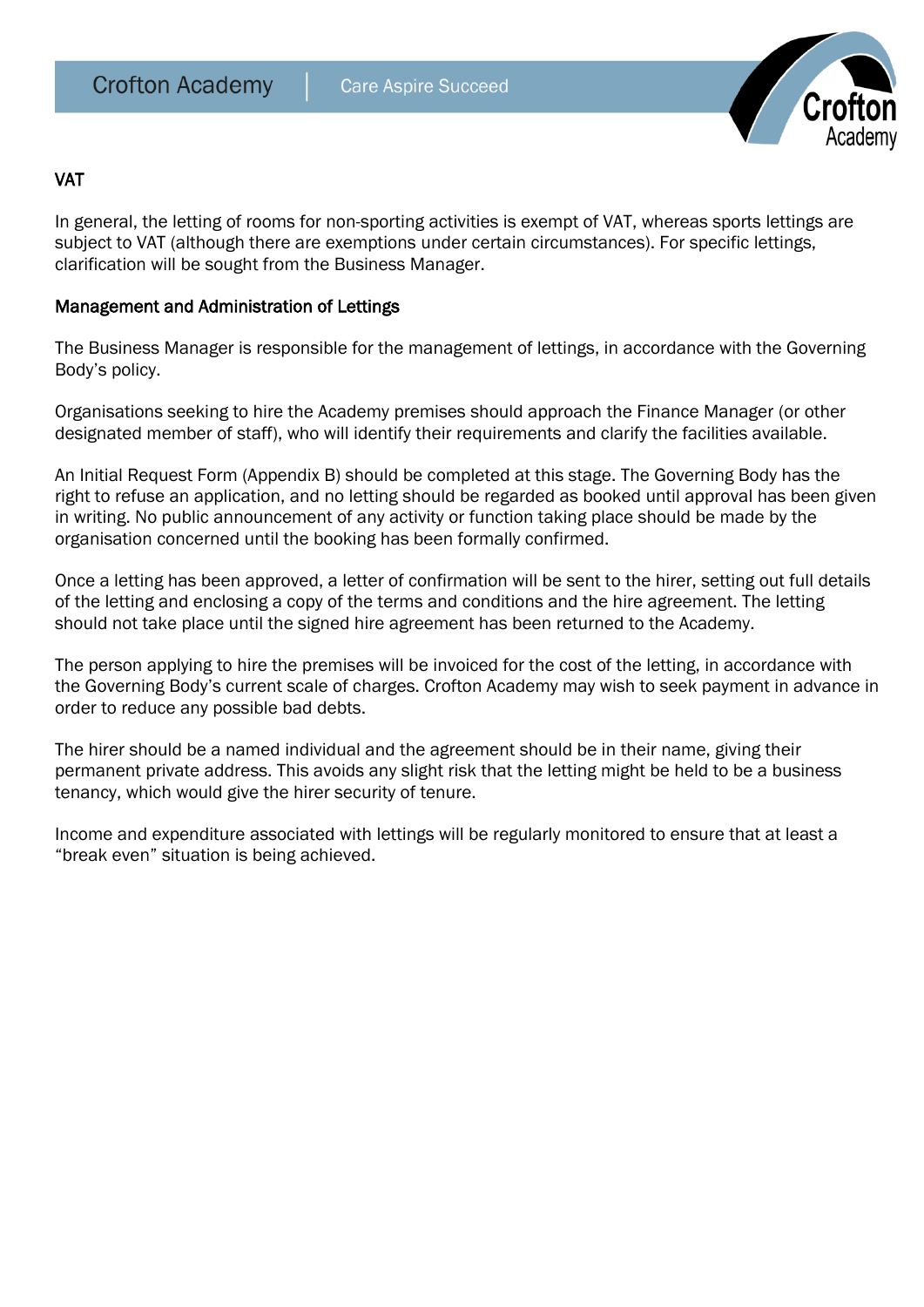## VAT

In general, the letting of rooms for non-sporting activities is exempt of VAT, whereas sports lettings are subject to VAT (although there are exemptions under certain circumstances). For specific lettings, clarification will be sought from the Business Manager.

## Management and Administration of Lettings

The Business Manager is responsible for the management of lettings, in accordance with the Governing Body's policy.

Organisations seeking to hire the Academy premises should approach the Finance Manager (or other designated member of staff), who will identify their requirements and clarify the facilities available.

An Initial Request Form (Appendix B) should be completed at this stage. The Governing Body has the right to refuse an application, and no letting should be regarded as booked until approval has been given in writing. No public announcement of any activity or function taking place should be made by the organisation concerned until the booking has been formally confirmed.

Once a letting has been approved, a letter of confirmation will be sent to the hirer, setting out full details of the letting and enclosing a copy of the terms and conditions and the hire agreement. The letting should not take place until the signed hire agreement has been returned to the Academy.

The person applying to hire the premises will be invoiced for the cost of the letting, in accordance with the Governing Body's current scale of charges. Crofton Academy may wish to seek payment in advance in order to reduce any possible bad debts.

The hirer should be a named individual and the agreement should be in their name, giving their permanent private address. This avoids any slight risk that the letting might be held to be a business tenancy, which would give the hirer security of tenure.

Income and expenditure associated with lettings will be regularly monitored to ensure that at least a "break even" situation is being achieved.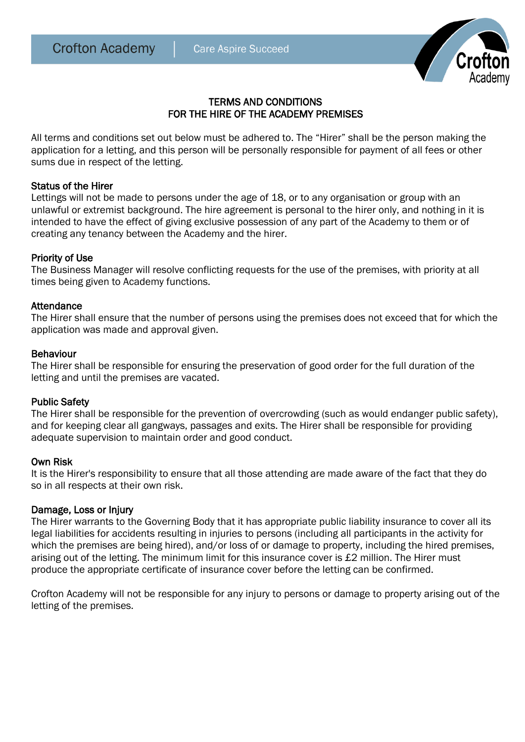# TERMS AND CONDITIONS FOR THE HIRE OF THE ACADEMY PREMISES

All terms and conditions set out below must be adhered to. The "Hirer" shall be the person making the application for a letting, and this person will be personally responsible for payment of all fees or other sums due in respect of the letting.

## Status of the Hirer

Lettings will not be made to persons under the age of 18, or to any organisation or group with an unlawful or extremist background. The hire agreement is personal to the hirer only, and nothing in it is intended to have the effect of giving exclusive possession of any part of the Academy to them or of creating any tenancy between the Academy and the hirer.

## Priority of Use

The Business Manager will resolve conflicting requests for the use of the premises, with priority at all times being given to Academy functions.

## Attendance

The Hirer shall ensure that the number of persons using the premises does not exceed that for which the application was made and approval given.

## Behaviour

The Hirer shall be responsible for ensuring the preservation of good order for the full duration of the letting and until the premises are vacated.

## Public Safety

The Hirer shall be responsible for the prevention of overcrowding (such as would endanger public safety), and for keeping clear all gangways, passages and exits. The Hirer shall be responsible for providing adequate supervision to maintain order and good conduct.

## Own Risk

It is the Hirer's responsibility to ensure that all those attending are made aware of the fact that they do so in all respects at their own risk.

## Damage, Loss or Injury

The Hirer warrants to the Governing Body that it has appropriate public liability insurance to cover all its legal liabilities for accidents resulting in injuries to persons (including all participants in the activity for which the premises are being hired), and/or loss of or damage to property, including the hired premises, arising out of the letting. The minimum limit for this insurance cover is £2 million. The Hirer must produce the appropriate certificate of insurance cover before the letting can be confirmed.

Crofton Academy will not be responsible for any injury to persons or damage to property arising out of the letting of the premises.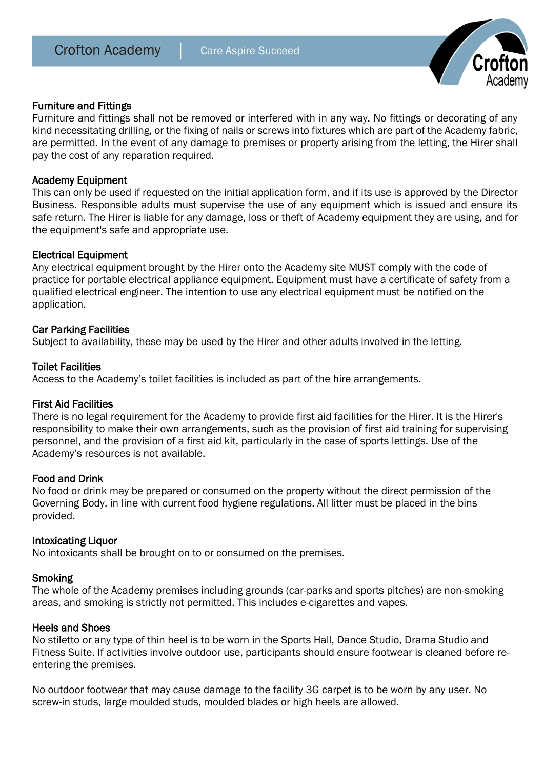## Furniture and Fittings

Furniture and fittings shall not be removed or interfered with in any way. No fittings or decorating of any kind necessitating drilling, or the fixing of nails or screws into fixtures which are part of the Academy fabric, are permitted. In the event of any damage to premises or property arising from the letting, the Hirer shall pay the cost of any reparation required.

## Academy Equipment

This can only be used if requested on the initial application form, and if its use is approved by the Director Business. Responsible adults must supervise the use of any equipment which is issued and ensure its safe return. The Hirer is liable for any damage, loss or theft of Academy equipment they are using, and for the equipment's safe and appropriate use.

## Electrical Equipment

Any electrical equipment brought by the Hirer onto the Academy site MUST comply with the code of practice for portable electrical appliance equipment. Equipment must have a certificate of safety from a qualified electrical engineer. The intention to use any electrical equipment must be notified on the application.

## Car Parking Facilities

Subject to availability, these may be used by the Hirer and other adults involved in the letting.

## Toilet Facilities

Access to the Academy's toilet facilities is included as part of the hire arrangements.

## First Aid Facilities

There is no legal requirement for the Academy to provide first aid facilities for the Hirer. It is the Hirer's responsibility to make their own arrangements, such as the provision of first aid training for supervising personnel, and the provision of a first aid kit, particularly in the case of sports lettings. Use of the Academy's resources is not available.

## Food and Drink

No food or drink may be prepared or consumed on the property without the direct permission of the Governing Body, in line with current food hygiene regulations. All litter must be placed in the bins provided.

## Intoxicating Liquor

No intoxicants shall be brought on to or consumed on the premises.

## Smoking

The whole of the Academy premises including grounds (car-parks and sports pitches) are non-smoking areas, and smoking is strictly not permitted. This includes e-cigarettes and vapes.

## Heels and Shoes

No stiletto or any type of thin heel is to be worn in the Sports Hall, Dance Studio, Drama Studio and Fitness Suite. If activities involve outdoor use, participants should ensure footwear is cleaned before re-entering the premises.

No outdoor footwear that may cause damage to the facility 3G carpet is to be worn by any user. No screw-in studs, large moulded studs, moulded blades or high heels are allowed.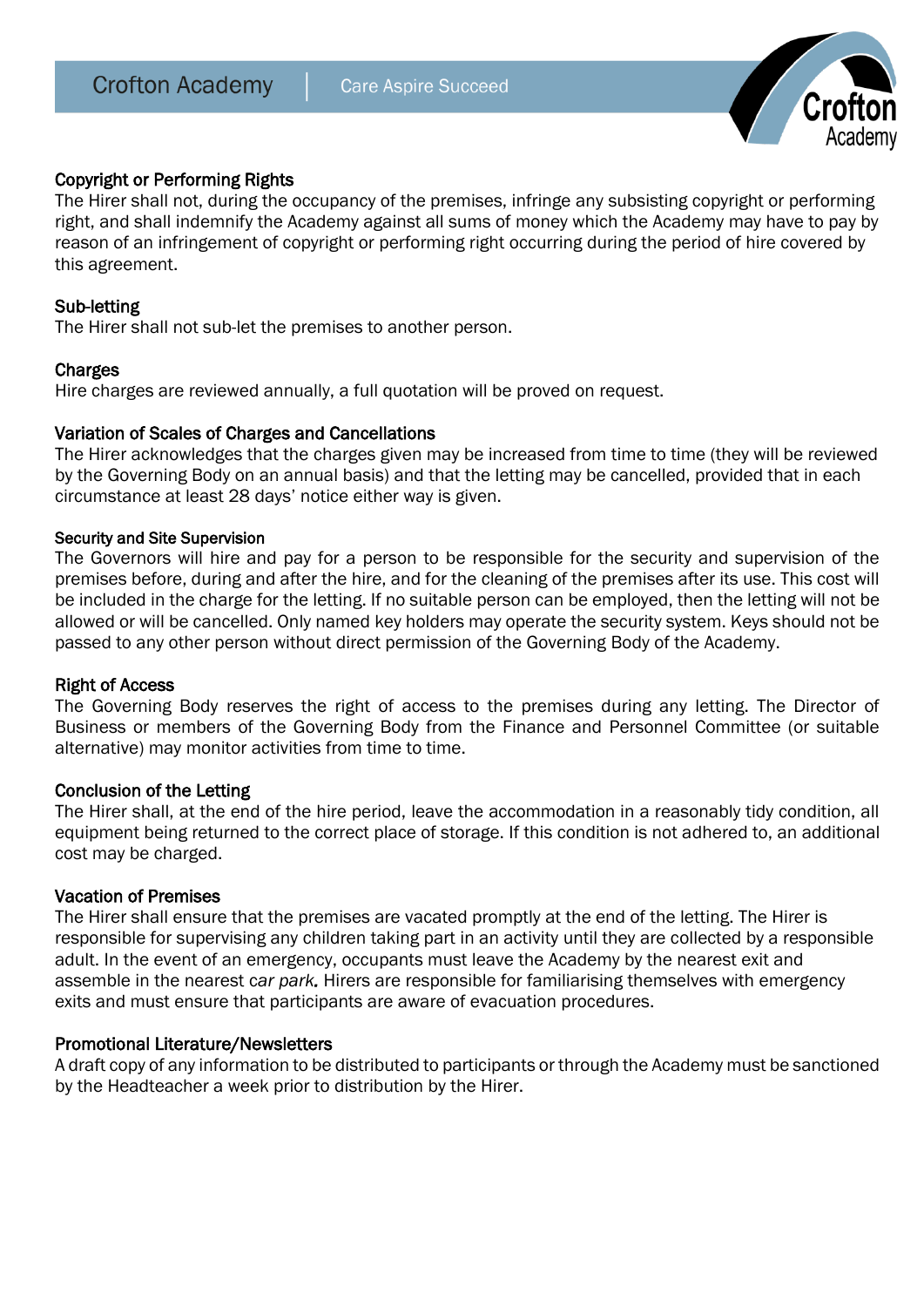### Copyright or Performing Rights

The Hirer shall not, during the occupancy of the premises, infringe any subsisting copyright or performing right, and shall indemnify the Academy against all sums of money which the Academy may have to pay by reason of an infringement of copyright or performing right occurring during the period of hire covered by this agreement.

### Sub-letting

The Hirer shall not sub-let the premises to another person.

### Charges

Hire charges are reviewed annually, a full quotation will be proved on request.

### Variation of Scales of Charges and Cancellations

The Hirer acknowledges that the charges given may be increased from time to time (they will be reviewed by the Governing Body on an annual basis) and that the letting may be cancelled, provided that in each circumstance at least 28 days' notice either way is given.

### Security and Site Supervision

The Governors will hire and pay for a person to be responsible for the security and supervision of the premises before, during and after the hire, and for the cleaning of the premises after its use. This cost will be included in the charge for the letting. If no suitable person can be employed, then the letting will not be allowed or will be cancelled. Only named key holders may operate the security system. Keys should not be passed to any other person without direct permission of the Governing Body of the Academy.

### Right of Access

The Governing Body reserves the right of access to the premises during any letting. The Director of Business or members of the Governing Body from the Finance and Personnel Committee (or suitable alternative) may monitor activities from time to time.

### Conclusion of the Letting

The Hirer shall, at the end of the hire period, leave the accommodation in a reasonably tidy condition, all equipment being returned to the correct place of storage. If this condition is not adhered to, an additional cost may be charged.

### Vacation of Premises

The Hirer shall ensure that the premises are vacated promptly at the end of the letting. The Hirer is responsible for supervising any children taking part in an activity until they are collected by a responsible adult. In the event of an emergency, occupants must leave the Academy by the nearest exit and assemble in the nearest c*ar park.* Hirers are responsible for familiarising themselves with emergency exits and must ensure that participants are aware of evacuation procedures.

### Promotional Literature/Newsletters

A draft copy of any information to be distributed to participants or through the Academy must be sanctioned by the Headteacher a week prior to distribution by the Hirer.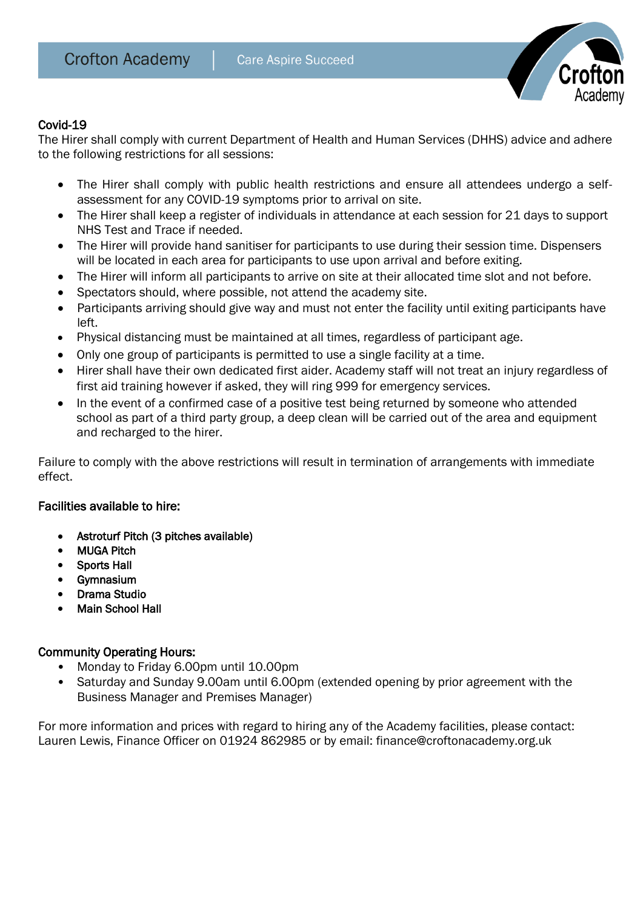## Covid-19

The Hirer shall comply with current Department of Health and Human Services (DHHS) advice and adhere to the following restrictions for all sessions:

- The Hirer shall comply with public health restrictions and ensure all attendees undergo a self-assessment for any COVID-19 symptoms prior to arrival on site.
- The Hirer shall keep a register of individuals in attendance at each session for 21 days to support NHS Test and Trace if needed.
- The Hirer will provide hand sanitiser for participants to use during their session time. Dispensers will be located in each area for participants to use upon arrival and before exiting.
- The Hirer will inform all participants to arrive on site at their allocated time slot and not before.
- Spectators should, where possible, not attend the academy site.
- Participants arriving should give way and must not enter the facility until exiting participants have left.
- Physical distancing must be maintained at all times, regardless of participant age.
- Only one group of participants is permitted to use a single facility at a time.
- Hirer shall have their own dedicated first aider. Academy staff will not treat an injury regardless of first aid training however if asked, they will ring 999 for emergency services.
- In the event of a confirmed case of a positive test being returned by someone who attended school as part of a third party group, a deep clean will be carried out of the area and equipment and recharged to the hirer.

Failure to comply with the above restrictions will result in termination of arrangements with immediate effect.

## Facilities available to hire:

- **Astroturf Pitch (3 pitches available)**
- **MUGA Pitch**
- **Sports Hall**
- **Gymnasium**
- **Drama Studio**
- **Main School Hall**

## Community Operating Hours:

- Monday to Friday 6.00pm until 10.00pm
- Saturday and Sunday 9.00am until 6.00pm (extended opening by prior agreement with the Business Manager and Premises Manager)

For more information and prices with regard to hiring any of the Academy facilities, please contact: Lauren Lewis, Finance Officer on 01924 862985 or by email: finance@croftonacademy.org.uk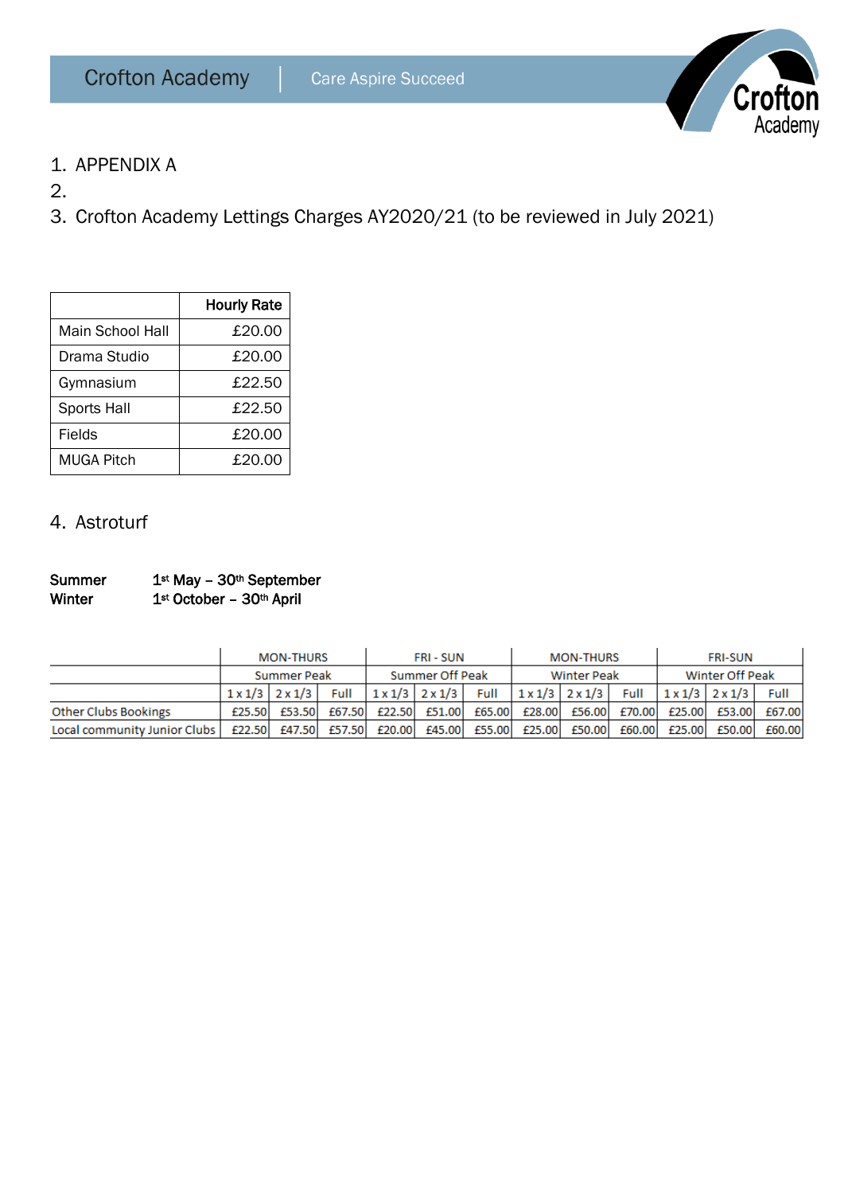1. APPENDIX A
2. 
3. Crofton Academy Lettings Charges AY2020/21 (to be reviewed in July 2021)

| | Hourly Rate |
|---|---|
| Main School Hall | £20.00 |
| Drama Studio | £20.00 |
| Gymnasium | £22.50 |
| Sports Hall | £22.50 |
| Fields | £20.00 |
| MUGA Pitch | £20.00 |

4. Astroturf

**Summer** **1st May – 30th September**
**Winter** **1st October – 30th April**

| | MON-THURS | | | FRI - SUN | | | MON-THURS | | | FRI-SUN | | |
|---|---|---|---|---|---|---|---|---|---|---|---|---|
| | Summer Peak | | | Summer Off Peak | | | Winter Peak | | | Winter Off Peak | | |
| | 1 x 1/3 | 2 x 1/3 | Full | 1 x 1/3 | 2 x 1/3 | Full | 1 x 1/3 | 2 x 1/3 | Full | 1 x 1/3 | 2 x 1/3 | Full |
| Other Clubs Bookings | £25.50 | £53.50 | £67.50 | £22.50 | £51.00 | £65.00 | £28.00 | £56.00 | £70.00 | £25.00 | £53.00 | £67.00 |
| Local community Junior Clubs | £22.50 | £47.50 | £57.50 | £20.00 | £45.00 | £55.00 | £25.00 | £50.00 | £60.00 | £25.00 | £50.00 | £60.00 |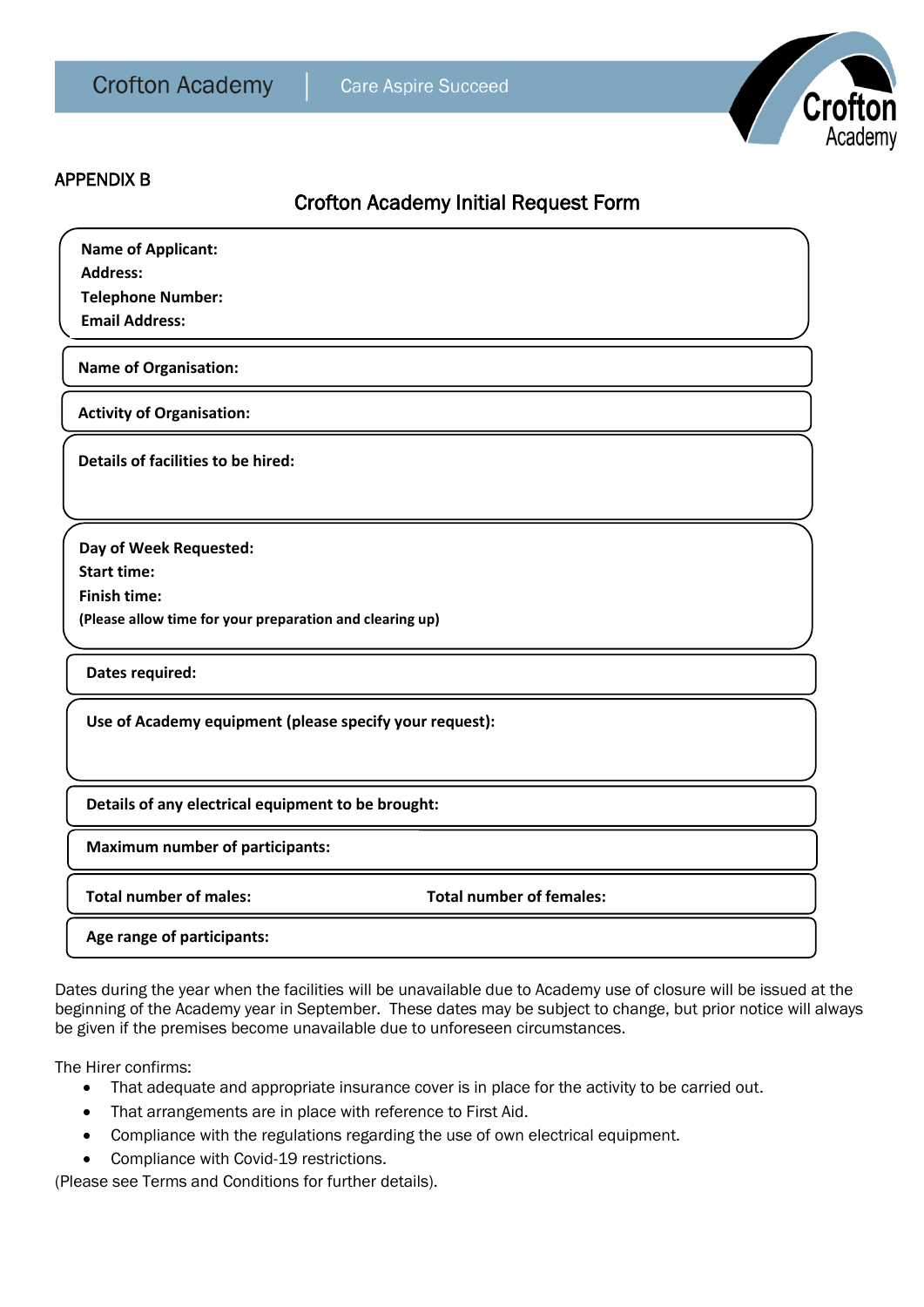APPENDIX B

## Crofton Academy Initial Request Form

**Name of Applicant:**
**Address:**
**Telephone Number:**
**Email Address:**

**Name of Organisation:**

**Activity of Organisation:**

**Details of facilities to be hired:**

**Day of Week Requested:**
**Start time:**
**Finish time:**
**(Please allow time for your preparation and clearing up)**

**Dates required:**

**Use of Academy equipment (please specify your request):**

**Details of any electrical equipment to be brought:**

**Maximum number of participants:**

**Total number of males:** **Total number of females:**

**Age range of participants:**

Dates during the year when the facilities will be unavailable due to Academy use of closure will be issued at the beginning of the Academy year in September. These dates may be subject to change, but prior notice will always be given if the premises become unavailable due to unforeseen circumstances.

The Hirer confirms:

- That adequate and appropriate insurance cover is in place for the activity to be carried out.
- That arrangements are in place with reference to First Aid.
- Compliance with the regulations regarding the use of own electrical equipment.
- Compliance with Covid-19 restrictions.

(Please see Terms and Conditions for further details).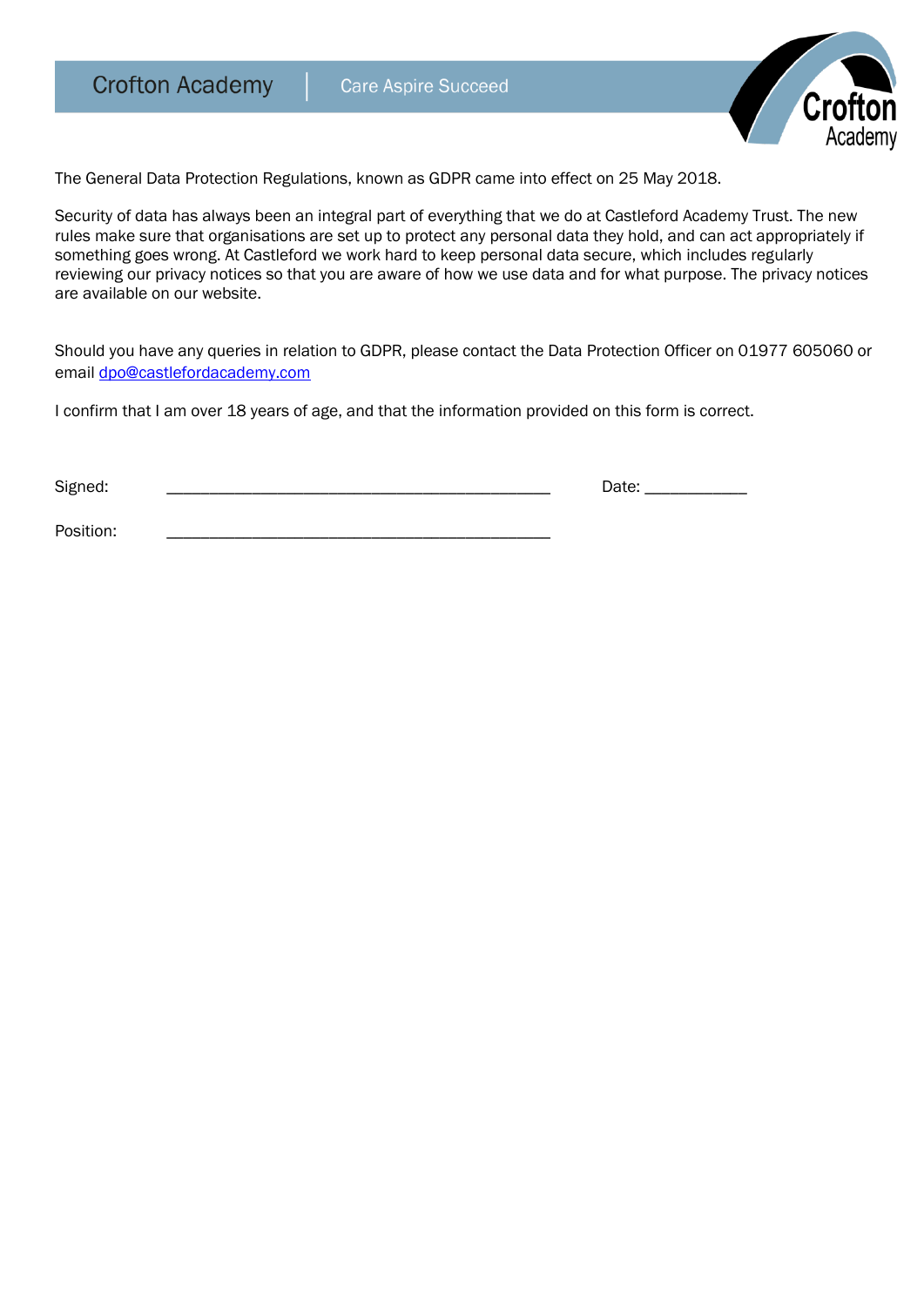The General Data Protection Regulations, known as GDPR came into effect on 25 May 2018.

Security of data has always been an integral part of everything that we do at Castleford Academy Trust. The new rules make sure that organisations are set up to protect any personal data they hold, and can act appropriately if something goes wrong. At Castleford we work hard to keep personal data secure, which includes regularly reviewing our privacy notices so that you are aware of how we use data and for what purpose. The privacy notices are available on our website.

Should you have any queries in relation to GDPR, please contact the Data Protection Officer on 01977 605060 or email dpo@castlefordacademy.com

I confirm that I am over 18 years of age, and that the information provided on this form is correct.

Signed: ____________________________________________ Date: ____________

Position: ____________________________________________